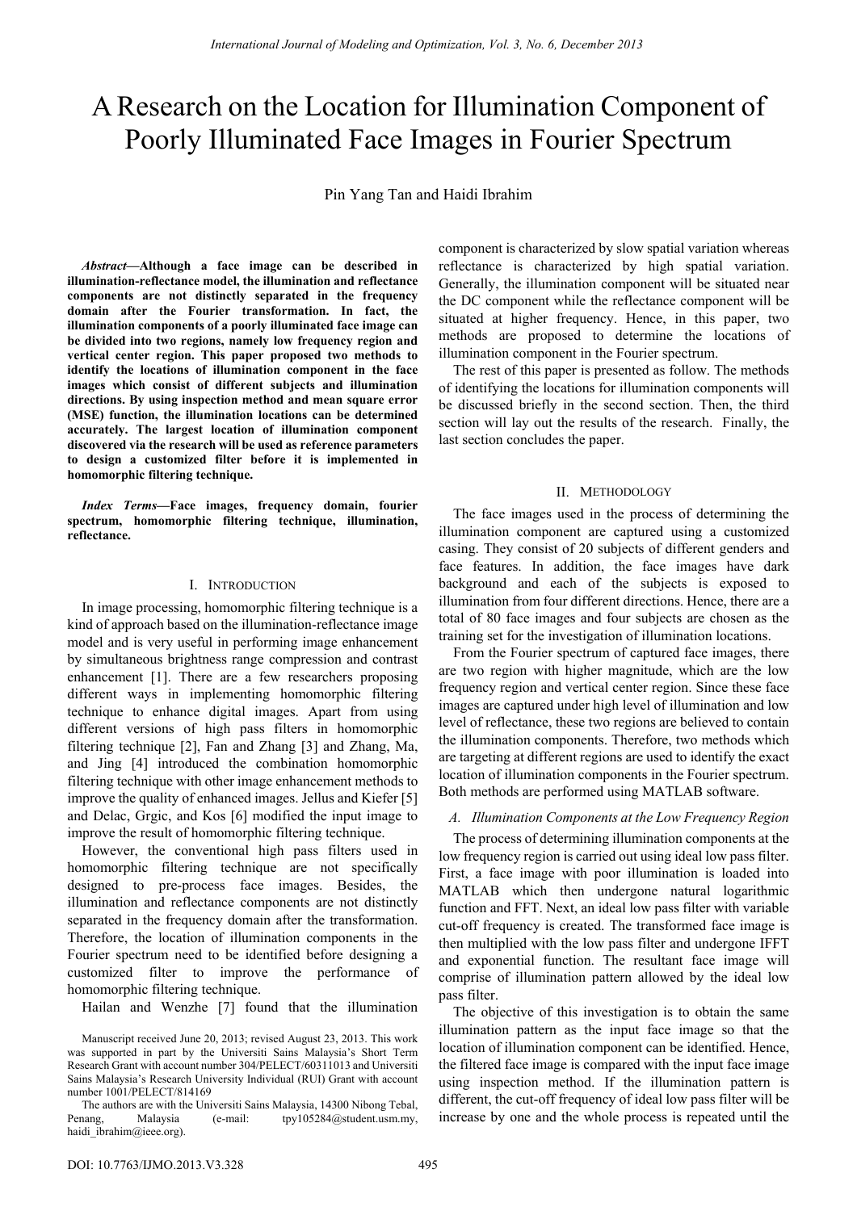# A Research on the Location for Illumination Component of Poorly Illuminated Face Images in Fourier Spectrum

Pin Yang Tan and Haidi Ibrahim

***Abstract*—Although a face image can be described in illumination-reflectance model, the illumination and reflectance components are not distinctly separated in the frequency domain after the Fourier transformation. In fact, the illumination components of a poorly illuminated face image can be divided into two regions, namely low frequency region and vertical center region. This paper proposed two methods to identify the locations of illumination component in the face images which consist of different subjects and illumination directions. By using inspection method and mean square error (MSE) function, the illumination locations can be determined accurately. The largest location of illumination component discovered via the research will be used as reference parameters to design a customized filter before it is implemented in homomorphic filtering technique.**

***Index Terms*—Face images, frequency domain, fourier spectrum, homomorphic filtering technique, illumination, reflectance.**

## I. Introduction

In image processing, homomorphic filtering technique is a kind of approach based on the illumination-reflectance image model and is very useful in performing image enhancement by simultaneous brightness range compression and contrast enhancement [1]. There are a few researchers proposing different ways in implementing homomorphic filtering technique to enhance digital images. Apart from using different versions of high pass filters in homomorphic filtering technique [2], Fan and Zhang [3] and Zhang, Ma, and Jing [4] introduced the combination homomorphic filtering technique with other image enhancement methods to improve the quality of enhanced images. Jellus and Kiefer [5] and Delac, Grgic, and Kos [6] modified the input image to improve the result of homomorphic filtering technique.

However, the conventional high pass filters used in homomorphic filtering technique are not specifically designed to pre-process face images. Besides, the illumination and reflectance components are not distinctly separated in the frequency domain after the transformation. Therefore, the location of illumination components in the Fourier spectrum need to be identified before designing a customized filter to improve the performance of homomorphic filtering technique.

Hailan and Wenzhe [7] found that the illumination component is characterized by slow spatial variation whereas reflectance is characterized by high spatial variation. Generally, the illumination component will be situated near the DC component while the reflectance component will be situated at higher frequency. Hence, in this paper, two methods are proposed to determine the locations of illumination component in the Fourier spectrum.

The rest of this paper is presented as follow. The methods of identifying the locations for illumination components will be discussed briefly in the second section. Then, the third section will lay out the results of the research. Finally, the last section concludes the paper.

## II. Methodology

The face images used in the process of determining the illumination component are captured using a customized casing. They consist of 20 subjects of different genders and face features. In addition, the face images have dark background and each of the subjects is exposed to illumination from four different directions. Hence, there are a total of 80 face images and four subjects are chosen as the training set for the investigation of illumination locations.

From the Fourier spectrum of captured face images, there are two region with higher magnitude, which are the low frequency region and vertical center region. Since these face images are captured under high level of illumination and low level of reflectance, these two regions are believed to contain the illumination components. Therefore, two methods which are targeting at different regions are used to identify the exact location of illumination components in the Fourier spectrum. Both methods are performed using MATLAB software.

### *A. Illumination Components at the Low Frequency Region*

The process of determining illumination components at the low frequency region is carried out using ideal low pass filter. First, a face image with poor illumination is loaded into MATLAB which then undergone natural logarithmic function and FFT. Next, an ideal low pass filter with variable cut-off frequency is created. The transformed face image is then multiplied with the low pass filter and undergone IFFT and exponential function. The resultant face image will comprise of illumination pattern allowed by the ideal low pass filter.

The objective of this investigation is to obtain the same illumination pattern as the input face image so that the location of illumination component can be identified. Hence, the filtered face image is compared with the input face image using inspection method. If the illumination pattern is different, the cut-off frequency of ideal low pass filter will be increase by one and the whole process is repeated until the

Manuscript received June 20, 2013; revised August 23, 2013. This work was supported in part by the Universiti Sains Malaysia's Short Term Research Grant with account number 304/PELECT/60311013 and Universiti Sains Malaysia's Research University Individual (RUI) Grant with account number 1001/PELECT/814169

The authors are with the Universiti Sains Malaysia, 14300 Nibong Tebal, Penang, Malaysia (e-mail: tpy105284@student.usm.my, haidi_ibrahim@ieee.org).

DOI: 10.7763/IJMO.2013.V3.328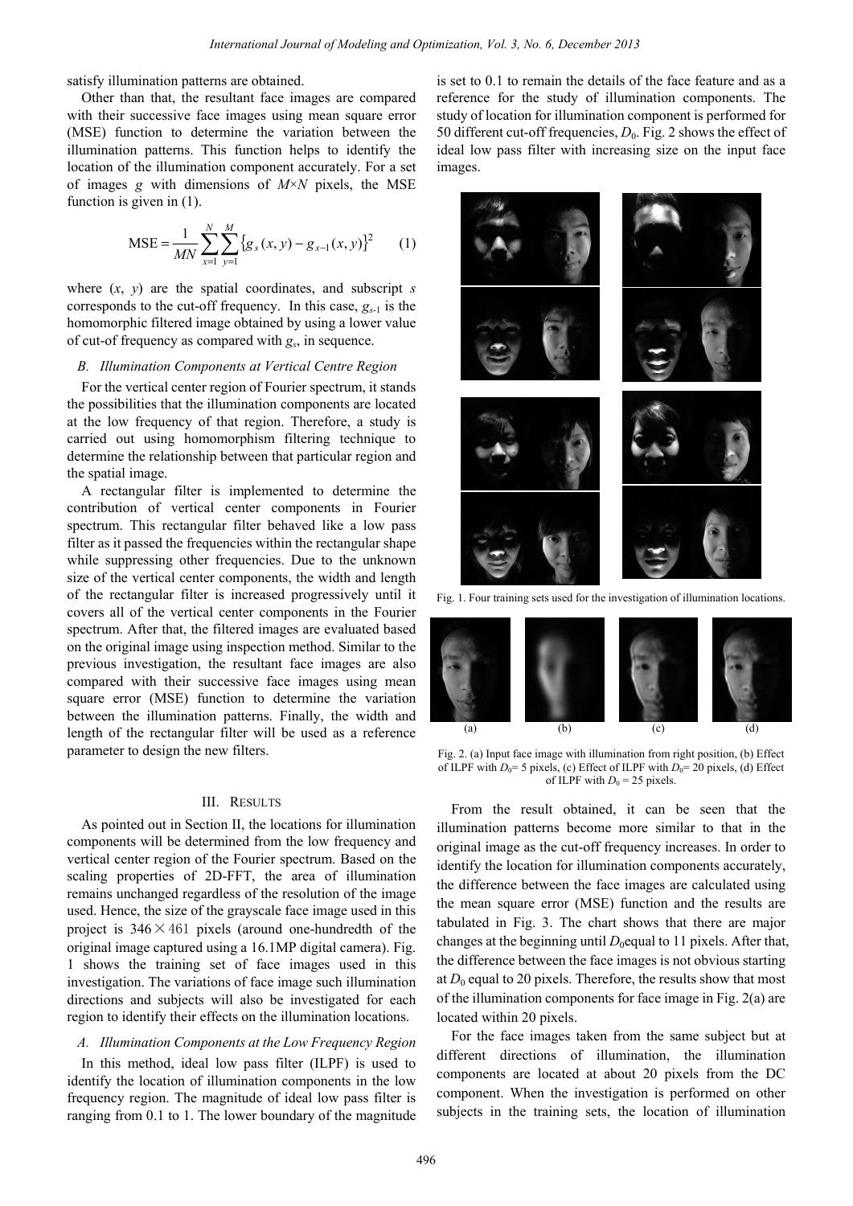satisfy illumination patterns are obtained.

Other than that, the resultant face images are compared with their successive face images using mean square error (MSE) function to determine the variation between the illumination patterns. This function helps to identify the location of the illumination component accurately. For a set of images $g$ with dimensions of $M \times N$ pixels, the MSE function is given in (1).

$$\text{MSE} = \frac{1}{MN} \sum_{x=1}^{N} \sum_{y=1}^{M} \{ g_s(x, y) - g_{s-1}(x, y) \}^2 \qquad (1)$$

where $(x, y)$ are the spatial coordinates, and subscript $s$ corresponds to the cut-off frequency. In this case, $g_{s-1}$ is the homomorphic filtered image obtained by using a lower value of cut-of frequency as compared with $g_s$, in sequence.

### B. Illumination Components at Vertical Centre Region

For the vertical center region of Fourier spectrum, it stands the possibilities that the illumination components are located at the low frequency of that region. Therefore, a study is carried out using homomorphism filtering technique to determine the relationship between that particular region and the spatial image.

A rectangular filter is implemented to determine the contribution of vertical center components in Fourier spectrum. This rectangular filter behaved like a low pass filter as it passed the frequencies within the rectangular shape while suppressing other frequencies. Due to the unknown size of the vertical center components, the width and length of the rectangular filter is increased progressively until it covers all of the vertical center components in the Fourier spectrum. After that, the filtered images are evaluated based on the original image using inspection method. Similar to the previous investigation, the resultant face images are also compared with their successive face images using mean square error (MSE) function to determine the variation between the illumination patterns. Finally, the width and length of the rectangular filter will be used as a reference parameter to design the new filters.

## III. Results

As pointed out in Section II, the locations for illumination components will be determined from the low frequency and vertical center region of the Fourier spectrum. Based on the scaling properties of 2D-FFT, the area of illumination remains unchanged regardless of the resolution of the image used. Hence, the size of the grayscale face image used in this project is $346 \times 461$ pixels (around one-hundredth of the original image captured using a 16.1MP digital camera). Fig. 1 shows the training set of face images used in this investigation. The variations of face image such illumination directions and subjects will also be investigated for each region to identify their effects on the illumination locations.

### A. Illumination Components at the Low Frequency Region

In this method, ideal low pass filter (ILPF) is used to identify the location of illumination components in the low frequency region. The magnitude of ideal low pass filter is ranging from 0.1 to 1. The lower boundary of the magnitude is set to 0.1 to remain the details of the face feature and as a reference for the study of illumination components. The study of location for illumination component is performed for 50 different cut-off frequencies, $D_0$. Fig. 2 shows the effect of ideal low pass filter with increasing size on the input face images.

Fig. 1. Four training sets used for the investigation of illumination locations.

Fig. 2. (a) Input face image with illumination from right position, (b) Effect of ILPF with $D_0$= 5 pixels, (c) Effect of ILPF with $D_0$= 20 pixels, (d) Effect of ILPF with $D_0$ = 25 pixels.

From the result obtained, it can be seen that the illumination patterns become more similar to that in the original image as the cut-off frequency increases. In order to identify the location for illumination components accurately, the difference between the face images are calculated using the mean square error (MSE) function and the results are tabulated in Fig. 3. The chart shows that there are major changes at the beginning until $D_0$equal to 11 pixels. After that, the difference between the face images is not obvious starting at $D_0$ equal to 20 pixels. Therefore, the results show that most of the illumination components for face image in Fig. 2(a) are located within 20 pixels.

For the face images taken from the same subject but at different directions of illumination, the illumination components are located at about 20 pixels from the DC component. When the investigation is performed on other subjects in the training sets, the location of illumination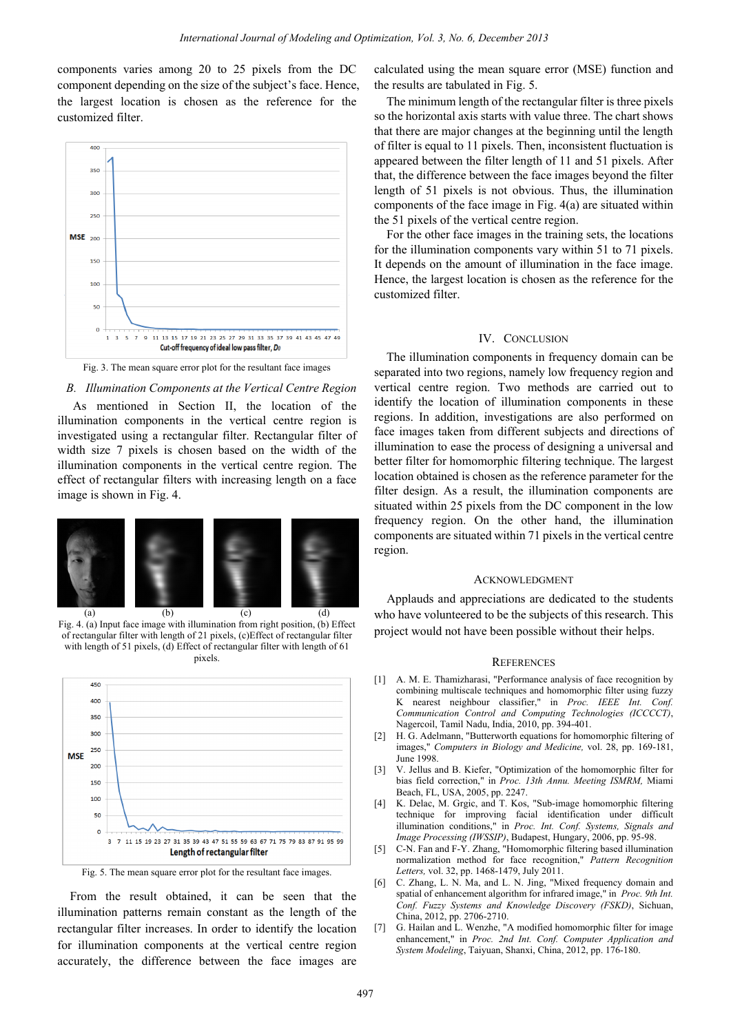components varies among 20 to 25 pixels from the DC component depending on the size of the subject's face. Hence, the largest location is chosen as the reference for the customized filter.

Fig. 3. The mean square error plot for the resultant face images

### B. Illumination Components at the Vertical Centre Region

As mentioned in Section II, the location of the illumination components in the vertical centre region is investigated using a rectangular filter. Rectangular filter of width size 7 pixels is chosen based on the width of the illumination components in the vertical centre region. The effect of rectangular filters with increasing length on a face image is shown in Fig. 4.

Fig. 4. (a) Input face image with illumination from right position, (b) Effect of rectangular filter with length of 21 pixels, (c)Effect of rectangular filter with length of 51 pixels, (d) Effect of rectangular filter with length of 61 pixels.

Fig. 5. The mean square error plot for the resultant face images.

From the result obtained, it can be seen that the illumination patterns remain constant as the length of the rectangular filter increases. In order to identify the location for illumination components at the vertical centre region accurately, the difference between the face images are calculated using the mean square error (MSE) function and the results are tabulated in Fig. 5.

The minimum length of the rectangular filter is three pixels so the horizontal axis starts with value three. The chart shows that there are major changes at the beginning until the length of filter is equal to 11 pixels. Then, inconsistent fluctuation is appeared between the filter length of 11 and 51 pixels. After that, the difference between the face images beyond the filter length of 51 pixels is not obvious. Thus, the illumination components of the face image in Fig. 4(a) are situated within the 51 pixels of the vertical centre region.

For the other face images in the training sets, the locations for the illumination components vary within 51 to 71 pixels. It depends on the amount of illumination in the face image. Hence, the largest location is chosen as the reference for the customized filter.

## IV. Conclusion

The illumination components in frequency domain can be separated into two regions, namely low frequency region and vertical centre region. Two methods are carried out to identify the location of illumination components in these regions. In addition, investigations are also performed on face images taken from different subjects and directions of illumination to ease the process of designing a universal and better filter for homomorphic filtering technique. The largest location obtained is chosen as the reference parameter for the filter design. As a result, the illumination components are situated within 25 pixels from the DC component in the low frequency region. On the other hand, the illumination components are situated within 71 pixels in the vertical centre region.

## Acknowledgment

Applauds and appreciations are dedicated to the students who have volunteered to be the subjects of this research. This project would not have been possible without their helps.

## References

[1] A. M. E. Thamizharasi, "Performance analysis of face recognition by combining multiscale techniques and homomorphic filter using fuzzy K nearest neighbour classifier," in *Proc. IEEE Int. Conf. Communication Control and Computing Technologies (ICCCCT)*, Nagercoil, Tamil Nadu, India, 2010, pp. 394-401.

[2] H. G. Adelmann, "Butterworth equations for homomorphic filtering of images," *Computers in Biology and Medicine*, vol. 28, pp. 169-181, June 1998.

[3] V. Jellus and B. Kiefer, "Optimization of the homomorphic filter for bias field correction," in *Proc. 13th Annu. Meeting ISMRM,* Miami Beach, FL, USA, 2005, pp. 2247.

[4] K. Delac, M. Grgic, and T. Kos, "Sub-image homomorphic filtering technique for improving facial identification under difficult illumination conditions," in *Proc. Int. Conf. Systems, Signals and Image Processing (IWSSIP)*, Budapest, Hungary, 2006, pp. 95-98.

[5] C-N. Fan and F-Y. Zhang, "Homomorphic filtering based illumination normalization method for face recognition," *Pattern Recognition Letters*, vol. 32, pp. 1468-1479, July 2011.

[6] C. Zhang, L. N. Ma, and L. N. Jing, "Mixed frequency domain and spatial of enhancement algorithm for infrared image," in *Proc. 9th Int. Conf. Fuzzy Systems and Knowledge Discovery (FSKD)*, Sichuan, China, 2012, pp. 2706-2710.

[7] G. Hailan and L. Wenzhe, "A modified homomorphic filter for image enhancement," in *Proc. 2nd Int. Conf. Computer Application and System Modeling*, Taiyuan, Shanxi, China, 2012, pp. 176-180.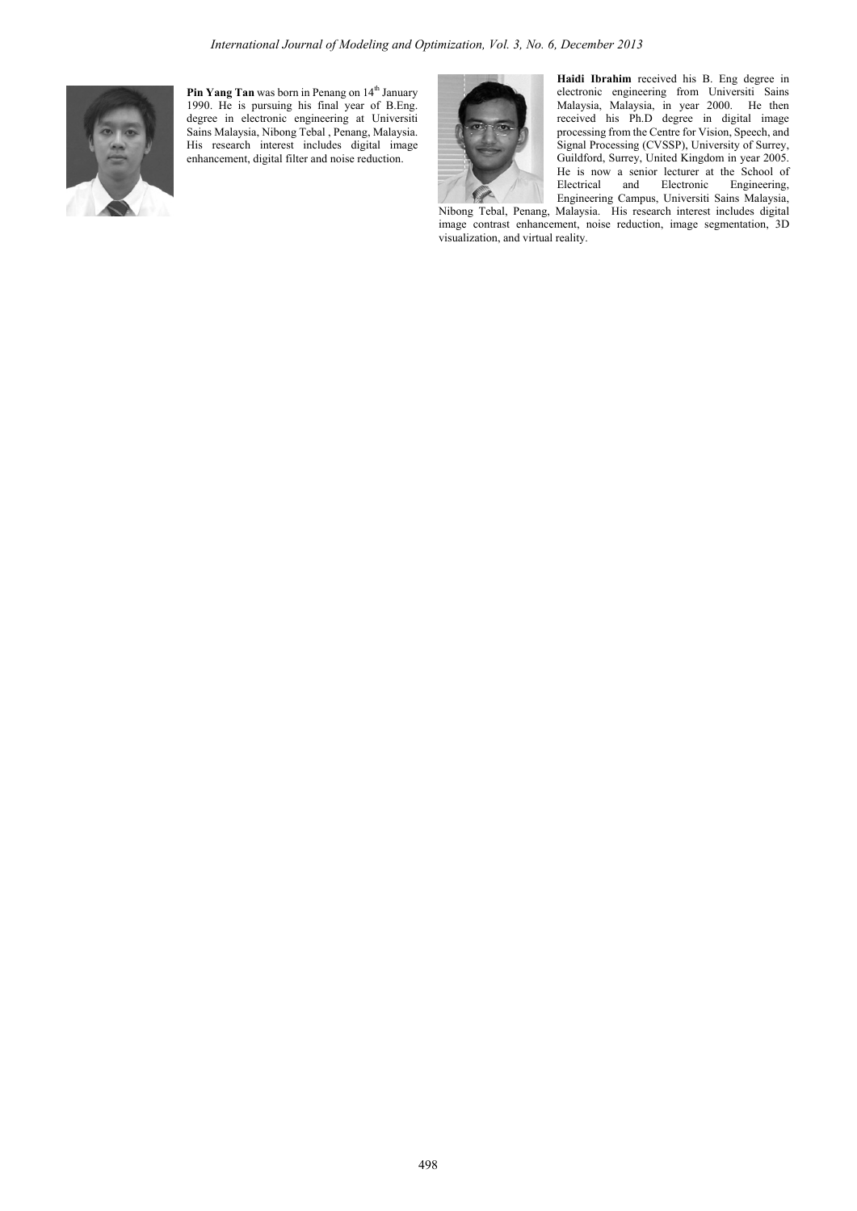**Pin Yang Tan** was born in Penang on 14th January 1990. He is pursuing his final year of B.Eng. degree in electronic engineering at Universiti Sains Malaysia, Nibong Tebal , Penang, Malaysia. His research interest includes digital image enhancement, digital filter and noise reduction.

**Haidi Ibrahim** received his B. Eng degree in electronic engineering from Universiti Sains Malaysia, Malaysia, in year 2000. He then received his Ph.D degree in digital image processing from the Centre for Vision, Speech, and Signal Processing (CVSSP), University of Surrey, Guildford, Surrey, United Kingdom in year 2005. He is now a senior lecturer at the School of Electrical and Electronic Engineering, Engineering Campus, Universiti Sains Malaysia, Nibong Tebal, Penang, Malaysia. His research interest includes digital image contrast enhancement, noise reduction, image segmentation, 3D visualization, and virtual reality.